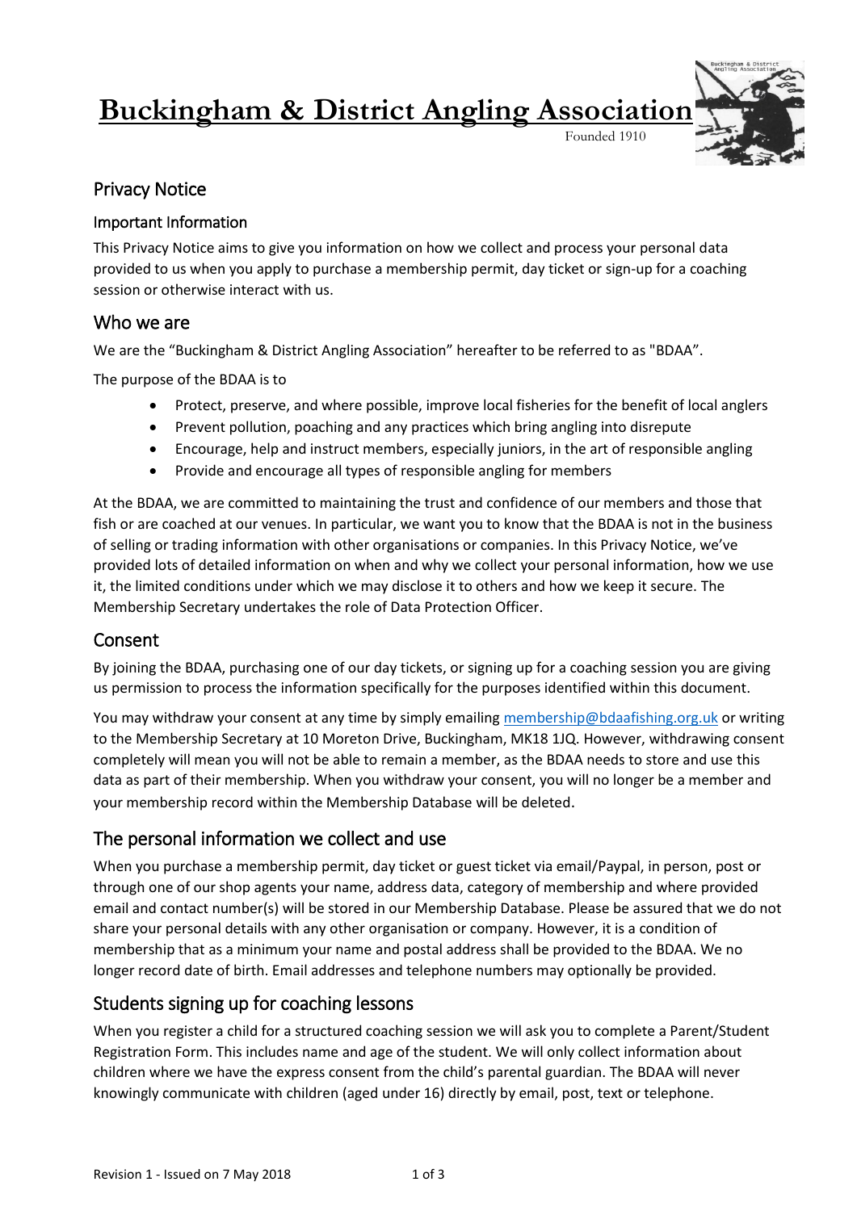# Buckingham & District Angling Association

Founded 1910

## Privacy Notice

### Important Information

This Privacy Notice aims to give you information on how we collect and process your personal data provided to us when you apply to purchase a membership permit, day ticket or sign-up for a coaching session or otherwise interact with us.

## Who we are

We are the "Buckingham & District Angling Association" hereafter to be referred to as "BDAA".

The purpose of the BDAA is to

- Protect, preserve, and where possible, improve local fisheries for the benefit of local anglers
- Prevent pollution, poaching and any practices which bring angling into disrepute
- Encourage, help and instruct members, especially juniors, in the art of responsible angling
- Provide and encourage all types of responsible angling for members

At the BDAA, we are committed to maintaining the trust and confidence of our members and those that fish or are coached at our venues. In particular, we want you to know that the BDAA is not in the business of selling or trading information with other organisations or companies. In this Privacy Notice, we've provided lots of detailed information on when and why we collect your personal information, how we use it, the limited conditions under which we may disclose it to others and how we keep it secure. The Membership Secretary undertakes the role of Data Protection Officer.

## Consent

By joining the BDAA, purchasing one of our day tickets, or signing up for a coaching session you are giving us permission to process the information specifically for the purposes identified within this document.

You may withdraw your consent at any time by simply emailing membership@bdaafishing.org.uk or writing to the Membership Secretary at 10 Moreton Drive, Buckingham, MK18 1JQ. However, withdrawing consent completely will mean you will not be able to remain a member, as the BDAA needs to store and use this data as part of their membership. When you withdraw your consent, you will no longer be a member and your membership record within the Membership Database will be deleted.

## The personal information we collect and use

When you purchase a membership permit, day ticket or guest ticket via email/Paypal, in person, post or through one of our shop agents your name, address data, category of membership and where provided email and contact number(s) will be stored in our Membership Database. Please be assured that we do not share your personal details with any other organisation or company. However, it is a condition of membership that as a minimum your name and postal address shall be provided to the BDAA. We no longer record date of birth. Email addresses and telephone numbers may optionally be provided.

## Students signing up for coaching lessons

When you register a child for a structured coaching session we will ask you to complete a Parent/Student Registration Form. This includes name and age of the student. We will only collect information about children where we have the express consent from the child's parental guardian. The BDAA will never knowingly communicate with children (aged under 16) directly by email, post, text or telephone.

Revision 1 - Issued on 7 May 2018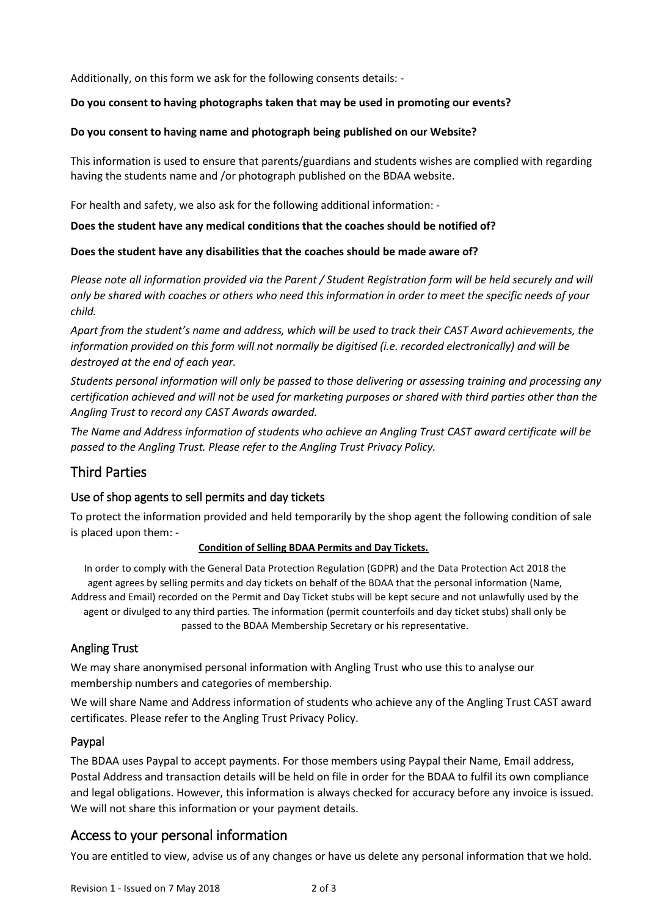Additionally, on this form we ask for the following consents details: -

**Do you consent to having photographs taken that may be used in promoting our events?**

**Do you consent to having name and photograph being published on our Website?**

This information is used to ensure that parents/guardians and students wishes are complied with regarding having the students name and /or photograph published on the BDAA website.

For health and safety, we also ask for the following additional information: -

**Does the student have any medical conditions that the coaches should be notified of?**

**Does the student have any disabilities that the coaches should be made aware of?**

*Please note all information provided via the Parent / Student Registration form will be held securely and will only be shared with coaches or others who need this information in order to meet the specific needs of your child.*

*Apart from the student's name and address, which will be used to track their CAST Award achievements, the information provided on this form will not normally be digitised (i.e. recorded electronically) and will be destroyed at the end of each year.*

*Students personal information will only be passed to those delivering or assessing training and processing any certification achieved and will not be used for marketing purposes or shared with third parties other than the Angling Trust to record any CAST Awards awarded.*

*The Name and Address information of students who achieve an Angling Trust CAST award certificate will be passed to the Angling Trust. Please refer to the Angling Trust Privacy Policy.*

## Third Parties

### Use of shop agents to sell permits and day tickets

To protect the information provided and held temporarily by the shop agent the following condition of sale is placed upon them: -

**Condition of Selling BDAA Permits and Day Tickets.**

In order to comply with the General Data Protection Regulation (GDPR) and the Data Protection Act 2018 the agent agrees by selling permits and day tickets on behalf of the BDAA that the personal information (Name, Address and Email) recorded on the Permit and Day Ticket stubs will be kept secure and not unlawfully used by the agent or divulged to any third parties. The information (permit counterfoils and day ticket stubs) shall only be passed to the BDAA Membership Secretary or his representative.

### Angling Trust

We may share anonymised personal information with Angling Trust who use this to analyse our membership numbers and categories of membership.

We will share Name and Address information of students who achieve any of the Angling Trust CAST award certificates. Please refer to the Angling Trust Privacy Policy.

### Paypal

The BDAA uses Paypal to accept payments. For those members using Paypal their Name, Email address, Postal Address and transaction details will be held on file in order for the BDAA to fulfil its own compliance and legal obligations. However, this information is always checked for accuracy before any invoice is issued. We will not share this information or your payment details.

## Access to your personal information

You are entitled to view, advise us of any changes or have us delete any personal information that we hold.

Revision 1 - Issued on 7 May 2018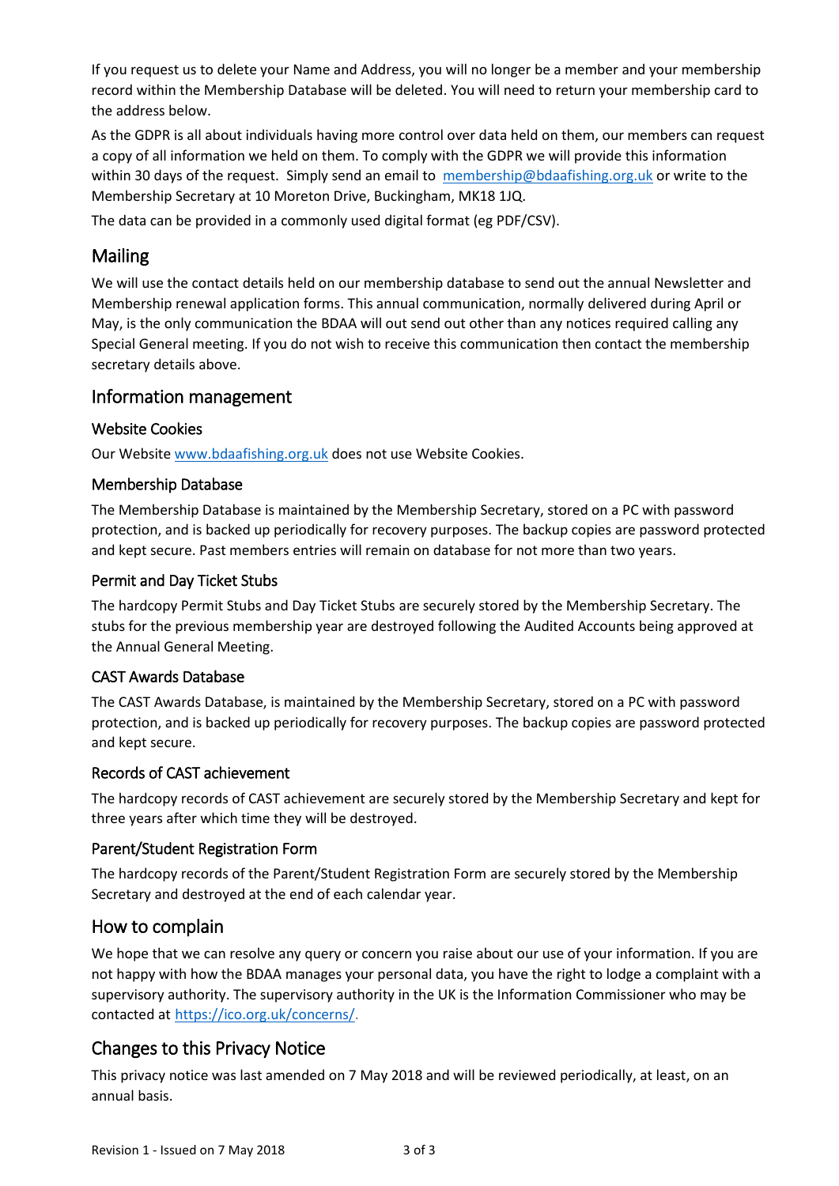If you request us to delete your Name and Address, you will no longer be a member and your membership record within the Membership Database will be deleted. You will need to return your membership card to the address below.

As the GDPR is all about individuals having more control over data held on them, our members can request a copy of all information we held on them. To comply with the GDPR we will provide this information within 30 days of the request. Simply send an email to membership@bdaafishing.org.uk or write to the Membership Secretary at 10 Moreton Drive, Buckingham, MK18 1JQ.

The data can be provided in a commonly used digital format (eg PDF/CSV).

## Mailing

We will use the contact details held on our membership database to send out the annual Newsletter and Membership renewal application forms. This annual communication, normally delivered during April or May, is the only communication the BDAA will out send out other than any notices required calling any Special General meeting. If you do not wish to receive this communication then contact the membership secretary details above.

## Information management

### Website Cookies

Our Website www.bdaafishing.org.uk does not use Website Cookies.

### Membership Database

The Membership Database is maintained by the Membership Secretary, stored on a PC with password protection, and is backed up periodically for recovery purposes. The backup copies are password protected and kept secure. Past members entries will remain on database for not more than two years.

### Permit and Day Ticket Stubs

The hardcopy Permit Stubs and Day Ticket Stubs are securely stored by the Membership Secretary. The stubs for the previous membership year are destroyed following the Audited Accounts being approved at the Annual General Meeting.

### CAST Awards Database

The CAST Awards Database, is maintained by the Membership Secretary, stored on a PC with password protection, and is backed up periodically for recovery purposes. The backup copies are password protected and kept secure.

### Records of CAST achievement

The hardcopy records of CAST achievement are securely stored by the Membership Secretary and kept for three years after which time they will be destroyed.

### Parent/Student Registration Form

The hardcopy records of the Parent/Student Registration Form are securely stored by the Membership Secretary and destroyed at the end of each calendar year.

## How to complain

We hope that we can resolve any query or concern you raise about our use of your information. If you are not happy with how the BDAA manages your personal data, you have the right to lodge a complaint with a supervisory authority. The supervisory authority in the UK is the Information Commissioner who may be contacted at https://ico.org.uk/concerns/.

## Changes to this Privacy Notice

This privacy notice was last amended on 7 May 2018 and will be reviewed periodically, at least, on an annual basis.